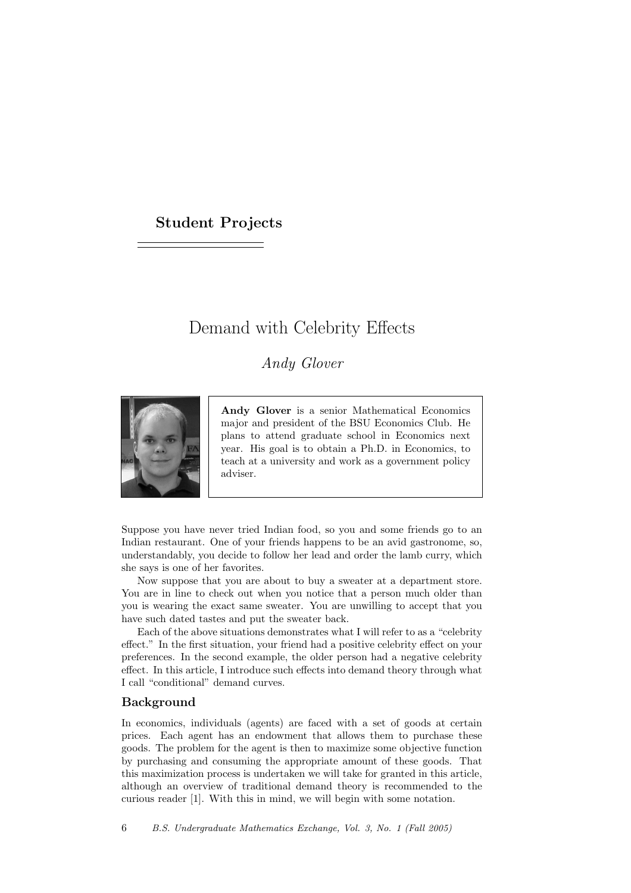## Student Projects

# Demand with Celebrity Effects

*Andy Glover*

**Andy Glover** is a senior Mathematical Economics major and president of the BSU Economics Club. He plans to attend graduate school in Economics next year. His goal is to obtain a Ph.D. in Economics, to teach at a university and work as a government policy adviser.

Suppose you have never tried Indian food, so you and some friends go to an Indian restaurant. One of your friends happens to be an avid gastronome, so, understandably, you decide to follow her lead and order the lamb curry, which she says is one of her favorites.

Now suppose that you are about to buy a sweater at a department store. You are in line to check out when you notice that a person much older than you is wearing the exact same sweater. You are unwilling to accept that you have such dated tastes and put the sweater back.

Each of the above situations demonstrates what I will refer to as a "celebrity effect." In the first situation, your friend had a positive celebrity effect on your preferences. In the second example, the older person had a negative celebrity effect. In this article, I introduce such effects into demand theory through what I call "conditional" demand curves.

### Background

In economics, individuals (agents) are faced with a set of goods at certain prices. Each agent has an endowment that allows them to purchase these goods. The problem for the agent is then to maximize some objective function by purchasing and consuming the appropriate amount of these goods. That this maximization process is undertaken we will take for granted in this article, although an overview of traditional demand theory is recommended to the curious reader [1]. With this in mind, we will begin with some notation.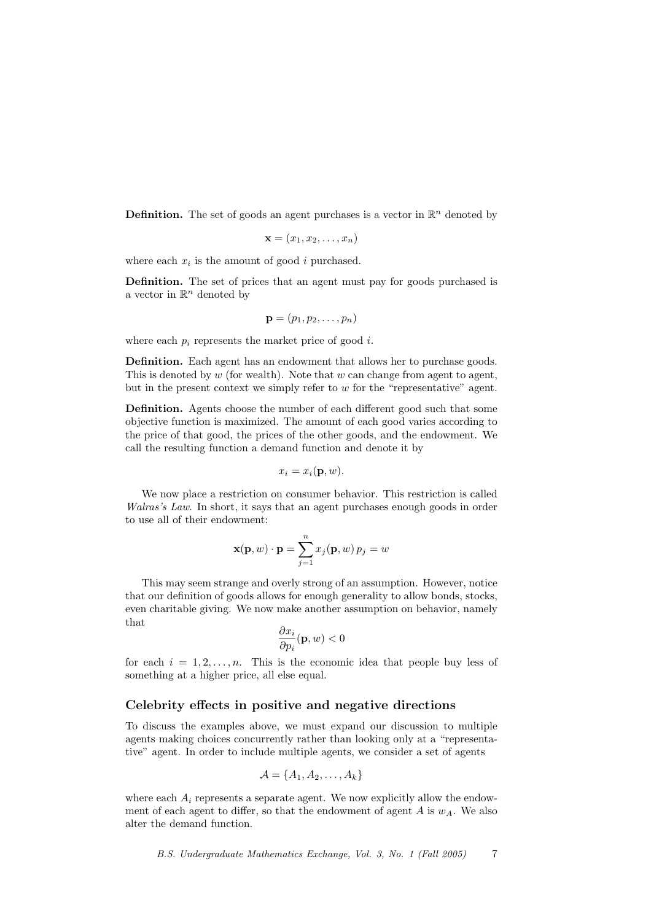**Definition.** The set of goods an agent purchases is a vector in $\mathbb{R}^n$ denoted by

$$\mathbf{x} = (x_1, x_2, \ldots, x_n)$$

where each $x_i$ is the amount of good $i$ purchased.

**Definition.** The set of prices that an agent must pay for goods purchased is a vector in $\mathbb{R}^n$ denoted by

$$\mathbf{p} = (p_1, p_2, \ldots, p_n)$$

where each $p_i$ represents the market price of good $i$.

**Definition.** Each agent has an endowment that allows her to purchase goods. This is denoted by $w$ (for wealth). Note that $w$ can change from agent to agent, but in the present context we simply refer to $w$ for the "representative" agent.

**Definition.** Agents choose the number of each different good such that some objective function is maximized. The amount of each good varies according to the price of that good, the prices of the other goods, and the endowment. We call the resulting function a demand function and denote it by

$$x_i = x_i(\mathbf{p}, w).$$

We now place a restriction on consumer behavior. This restriction is called *Walras's Law*. In short, it says that an agent purchases enough goods in order to use all of their endowment:

$$\mathbf{x}(\mathbf{p}, w) \cdot \mathbf{p} = \sum_{j=1}^{n} x_j(\mathbf{p}, w)\, p_j = w$$

This may seem strange and overly strong of an assumption. However, notice that our definition of goods allows for enough generality to allow bonds, stocks, even charitable giving. We now make another assumption on behavior, namely that

$$\frac{\partial x_i}{\partial p_i}(\mathbf{p}, w) < 0$$

for each $i = 1, 2, \ldots, n$. This is the economic idea that people buy less of something at a higher price, all else equal.

## Celebrity effects in positive and negative directions

To discuss the examples above, we must expand our discussion to multiple agents making choices concurrently rather than looking only at a "representative" agent. In order to include multiple agents, we consider a set of agents

$$\mathcal{A} = \{A_1, A_2, \ldots, A_k\}$$

where each $A_i$ represents a separate agent. We now explicitly allow the endowment of each agent to differ, so that the endowment of agent $A$ is $w_A$. We also alter the demand function.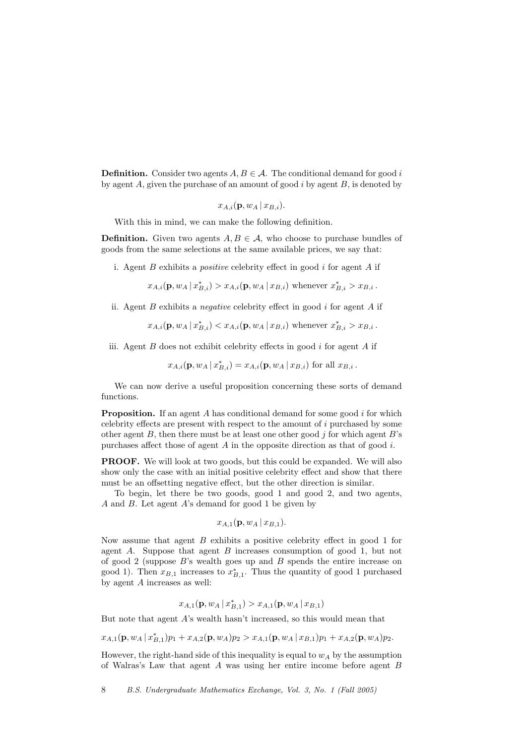**Definition.** Consider two agents $A, B \in \mathcal{A}$. The conditional demand for good $i$ by agent $A$, given the purchase of an amount of good $i$ by agent $B$, is denoted by

$$x_{A,i}(\mathbf{p}, w_A \,|\, x_{B,i}).$$

With this in mind, we can make the following definition.

**Definition.** Given two agents $A, B \in \mathcal{A}$, who choose to purchase bundles of goods from the same selections at the same available prices, we say that:

i. Agent $B$ exhibits a *positive* celebrity effect in good $i$ for agent $A$ if

$$x_{A,i}(\mathbf{p}, w_A \,|\, x^*_{B,i}) > x_{A,i}(\mathbf{p}, w_A \,|\, x_{B,i}) \text{ whenever } x^*_{B,i} > x_{B,i}\,.$$

ii. Agent $B$ exhibits a *negative* celebrity effect in good $i$ for agent $A$ if

$$x_{A,i}(\mathbf{p}, w_A \,|\, x^*_{B,i}) < x_{A,i}(\mathbf{p}, w_A \,|\, x_{B,i}) \text{ whenever } x^*_{B,i} > x_{B,i}\,.$$

iii. Agent $B$ does not exhibit celebrity effects in good $i$ for agent $A$ if

$$x_{A,i}(\mathbf{p}, w_A \,|\, x^*_{B,i}) = x_{A,i}(\mathbf{p}, w_A \,|\, x_{B,i}) \text{ for all } x_{B,i}\,.$$

We can now derive a useful proposition concerning these sorts of demand functions.

**Proposition.** If an agent $A$ has conditional demand for some good $i$ for which celebrity effects are present with respect to the amount of $i$ purchased by some other agent $B$, then there must be at least one other good $j$ for which agent $B$'s purchases affect those of agent $A$ in the opposite direction as that of good $i$.

**PROOF.** We will look at two goods, but this could be expanded. We will also show only the case with an initial positive celebrity effect and show that there must be an offsetting negative effect, but the other direction is similar.

To begin, let there be two goods, good 1 and good 2, and two agents, $A$ and $B$. Let agent $A$'s demand for good 1 be given by

$$x_{A,1}(\mathbf{p}, w_A \,|\, x_{B,1}).$$

Now assume that agent $B$ exhibits a positive celebrity effect in good 1 for agent $A$. Suppose that agent $B$ increases consumption of good 1, but not of good 2 (suppose $B$'s wealth goes up and $B$ spends the entire increase on good 1). Then $x_{B,1}$ increases to $x^*_{B,1}$. Thus the quantity of good 1 purchased by agent $A$ increases as well:

$$x_{A,1}(\mathbf{p}, w_A \,|\, x^*_{B,1}) > x_{A,1}(\mathbf{p}, w_A \,|\, x_{B,1})$$

But note that agent $A$'s wealth hasn't increased, so this would mean that

$$x_{A,1}(\mathbf{p}, w_A \,|\, x^*_{B,1})p_1 + x_{A,2}(\mathbf{p}, w_A)p_2 > x_{A,1}(\mathbf{p}, w_A \,|\, x_{B,1})p_1 + x_{A,2}(\mathbf{p}, w_A)p_2.$$

However, the right-hand side of this inequality is equal to $w_A$ by the assumption of Walras's Law that agent $A$ was using her entire income before agent $B$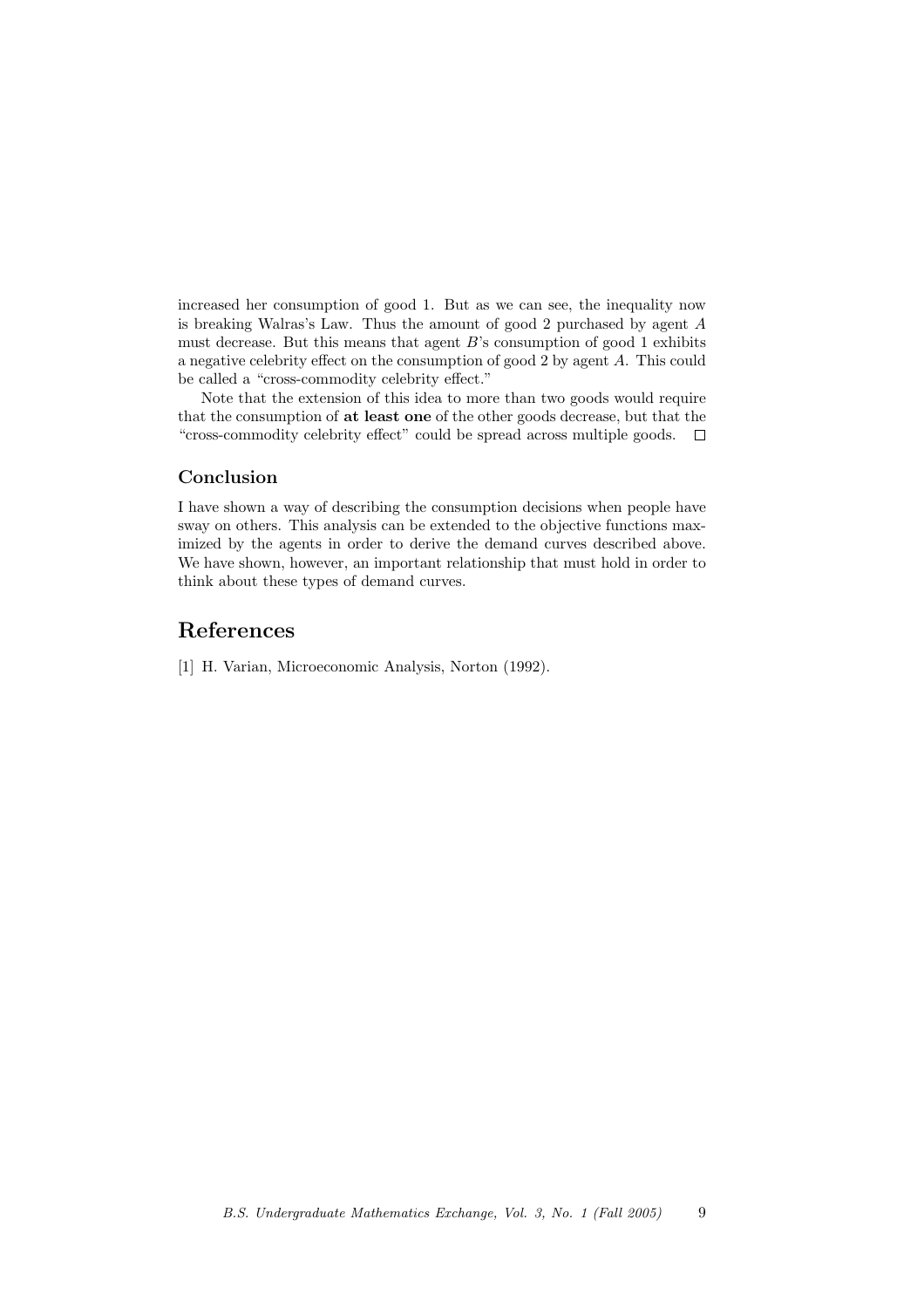increased her consumption of good 1. But as we can see, the inequality now is breaking Walras's Law. Thus the amount of good 2 purchased by agent $A$ must decrease. But this means that agent $B$'s consumption of good 1 exhibits a negative celebrity effect on the consumption of good 2 by agent $A$. This could be called a "cross-commodity celebrity effect."

Note that the extension of this idea to more than two goods would require that the consumption of **at least one** of the other goods decrease, but that the "cross-commodity celebrity effect" could be spread across multiple goods. $\square$

### Conclusion

I have shown a way of describing the consumption decisions when people have sway on others. This analysis can be extended to the objective functions maximized by the agents in order to derive the demand curves described above. We have shown, however, an important relationship that must hold in order to think about these types of demand curves.

## References

[1] H. Varian, Microeconomic Analysis, Norton (1992).